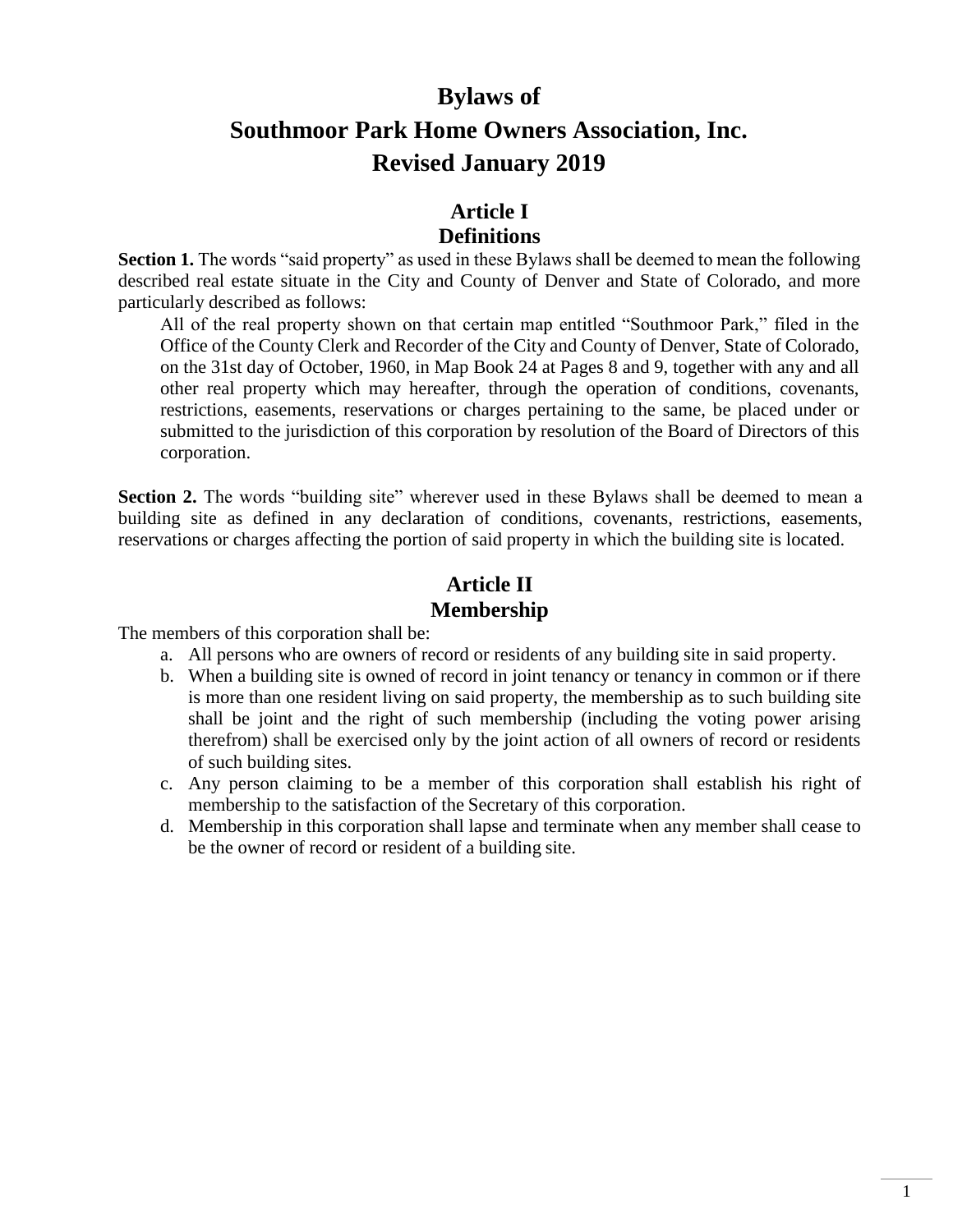# Bylaws of
# Southmoor Park Home Owners Association, Inc.
# Revised January 2019

## Article I
## Definitions

**Section 1.** The words "said property" as used in these Bylaws shall be deemed to mean the following described real estate situate in the City and County of Denver and State of Colorado, and more particularly described as follows:

> All of the real property shown on that certain map entitled "Southmoor Park," filed in the Office of the County Clerk and Recorder of the City and County of Denver, State of Colorado, on the 31st day of October, 1960, in Map Book 24 at Pages 8 and 9, together with any and all other real property which may hereafter, through the operation of conditions, covenants, restrictions, easements, reservations or charges pertaining to the same, be placed under or submitted to the jurisdiction of this corporation by resolution of the Board of Directors of this corporation.

**Section 2.** The words "building site" wherever used in these Bylaws shall be deemed to mean a building site as defined in any declaration of conditions, covenants, restrictions, easements, reservations or charges affecting the portion of said property in which the building site is located.

## Article II
## Membership

The members of this corporation shall be:

a. All persons who are owners of record or residents of any building site in said property.
b. When a building site is owned of record in joint tenancy or tenancy in common or if there is more than one resident living on said property, the membership as to such building site shall be joint and the right of such membership (including the voting power arising therefrom) shall be exercised only by the joint action of all owners of record or residents of such building sites.
c. Any person claiming to be a member of this corporation shall establish his right of membership to the satisfaction of the Secretary of this corporation.
d. Membership in this corporation shall lapse and terminate when any member shall cease to be the owner of record or resident of a building site.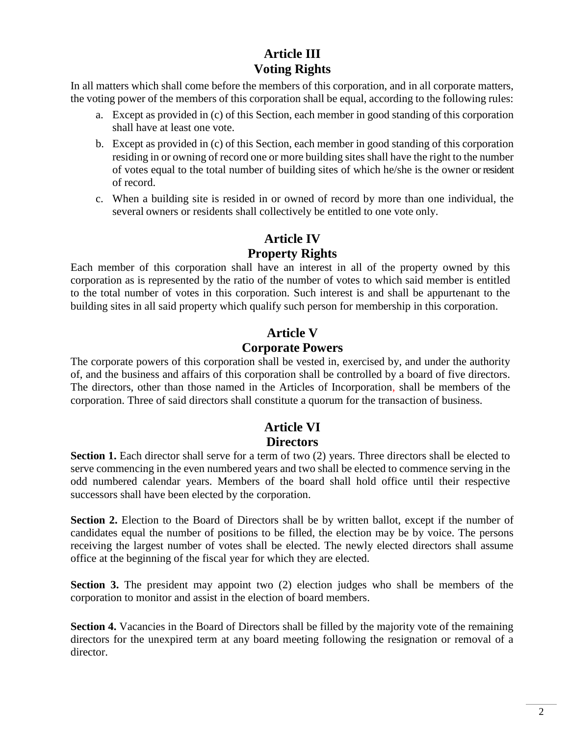## Article III
## Voting Rights

In all matters which shall come before the members of this corporation, and in all corporate matters, the voting power of the members of this corporation shall be equal, according to the following rules:

a. Except as provided in (c) of this Section, each member in good standing of this corporation shall have at least one vote.

b. Except as provided in (c) of this Section, each member in good standing of this corporation residing in or owning of record one or more building sites shall have the right to the number of votes equal to the total number of building sites of which he/she is the owner or resident of record.

c. When a building site is resided in or owned of record by more than one individual, the several owners or residents shall collectively be entitled to one vote only.

## Article IV
## Property Rights

Each member of this corporation shall have an interest in all of the property owned by this corporation as is represented by the ratio of the number of votes to which said member is entitled to the total number of votes in this corporation. Such interest is and shall be appurtenant to the building sites in all said property which qualify such person for membership in this corporation.

## Article V
## Corporate Powers

The corporate powers of this corporation shall be vested in, exercised by, and under the authority of, and the business and affairs of this corporation shall be controlled by a board of five directors. The directors, other than those named in the Articles of Incorporation, shall be members of the corporation. Three of said directors shall constitute a quorum for the transaction of business.

## Article VI
## Directors

**Section 1.** Each director shall serve for a term of two (2) years. Three directors shall be elected to serve commencing in the even numbered years and two shall be elected to commence serving in the odd numbered calendar years. Members of the board shall hold office until their respective successors shall have been elected by the corporation.

**Section 2.** Election to the Board of Directors shall be by written ballot, except if the number of candidates equal the number of positions to be filled, the election may be by voice. The persons receiving the largest number of votes shall be elected. The newly elected directors shall assume office at the beginning of the fiscal year for which they are elected.

**Section 3.** The president may appoint two (2) election judges who shall be members of the corporation to monitor and assist in the election of board members.

**Section 4.** Vacancies in the Board of Directors shall be filled by the majority vote of the remaining directors for the unexpired term at any board meeting following the resignation or removal of a director.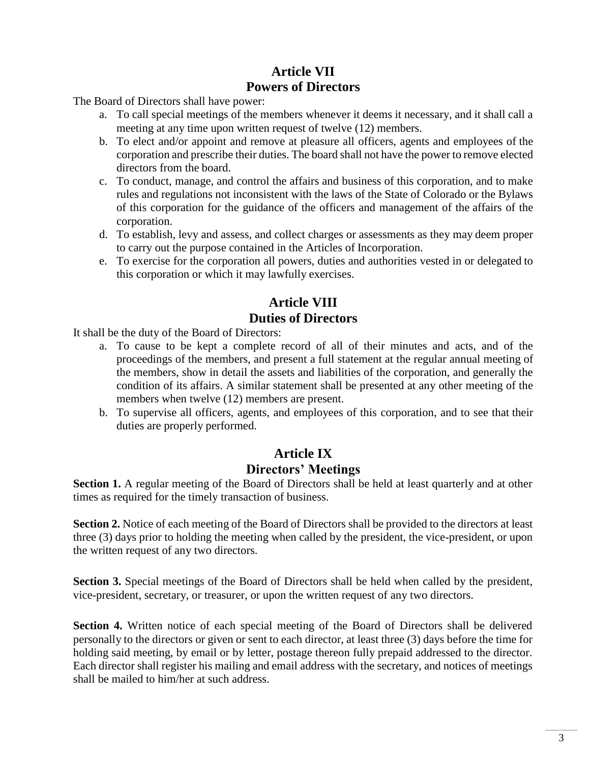## Article VII
## Powers of Directors

The Board of Directors shall have power:

a. To call special meetings of the members whenever it deems it necessary, and it shall call a meeting at any time upon written request of twelve (12) members.
b. To elect and/or appoint and remove at pleasure all officers, agents and employees of the corporation and prescribe their duties. The board shall not have the power to remove elected directors from the board.
c. To conduct, manage, and control the affairs and business of this corporation, and to make rules and regulations not inconsistent with the laws of the State of Colorado or the Bylaws of this corporation for the guidance of the officers and management of the affairs of the corporation.
d. To establish, levy and assess, and collect charges or assessments as they may deem proper to carry out the purpose contained in the Articles of Incorporation.
e. To exercise for the corporation all powers, duties and authorities vested in or delegated to this corporation or which it may lawfully exercises.

## Article VIII
## Duties of Directors

It shall be the duty of the Board of Directors:

a. To cause to be kept a complete record of all of their minutes and acts, and of the proceedings of the members, and present a full statement at the regular annual meeting of the memebers, show in detail the assets and liabilities of the corporation, and generally the condition of its affairs. A similar statement shall be presented at any other meeting of the members when twelve (12) members are present.
b. To supervise all officers, agents, and employees of this corporation, and to see that their duties are properly performed.

## Article IX
## Directors' Meetings

**Section 1.** A regular meeting of the Board of Directors shall be held at least quarterly and at other times as required for the timely transaction of business.

**Section 2.** Notice of each meeting of the Board of Directors shall be provided to the directors at least three (3) days prior to holding the meeting when called by the president, the vice-president, or upon the written request of any two directors.

**Section 3.** Special meetings of the Board of Directors shall be held when called by the president, vice-president, secretary, or treasurer, or upon the written request of any two directors.

**Section 4.** Written notice of each special meeting of the Board of Directors shall be delivered personally to the directors or given or sent to each director, at least three (3) days before the time for holding said meeting, by email or by letter, postage thereon fully prepaid addressed to the director. Each director shall register his mailing and email address with the secretary, and notices of meetings shall be mailed to him/her at such address.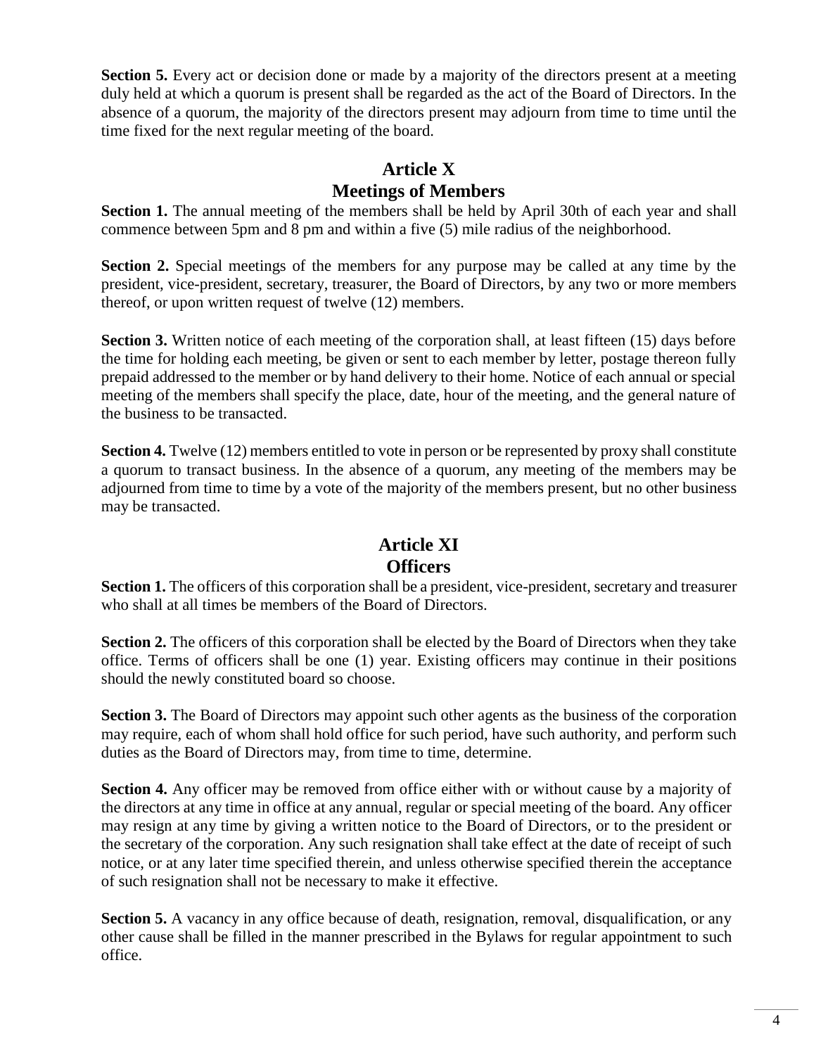**Section 5.** Every act or decision done or made by a majority of the directors present at a meeting duly held at which a quorum is present shall be regarded as the act of the Board of Directors. In the absence of a quorum, the majority of the directors present may adjourn from time to time until the time fixed for the next regular meeting of the board.

## Article X
## Meetings of Members

**Section 1.** The annual meeting of the members shall be held by April 30th of each year and shall commence between 5pm and 8 pm and within a five (5) mile radius of the neighborhood.

**Section 2.** Special meetings of the members for any purpose may be called at any time by the president, vice-president, secretary, treasurer, the Board of Directors, by any two or more members thereof, or upon written request of twelve (12) members.

**Section 3.** Written notice of each meeting of the corporation shall, at least fifteen (15) days before the time for holding each meeting, be given or sent to each member by letter, postage thereon fully prepaid addressed to the member or by hand delivery to their home. Notice of each annual or special meeting of the members shall specify the place, date, hour of the meeting, and the general nature of the business to be transacted.

**Section 4.** Twelve (12) members entitled to vote in person or be represented by proxy shall constitute a quorum to transact business. In the absence of a quorum, any meeting of the members may be adjourned from time to time by a vote of the majority of the members present, but no other business may be transacted.

## Article XI
## Officers

**Section 1.** The officers of this corporation shall be a president, vice-president, secretary and treasurer who shall at all times be members of the Board of Directors.

**Section 2.** The officers of this corporation shall be elected by the Board of Directors when they take office. Terms of officers shall be one (1) year. Existing officers may continue in their positions should the newly constituted board so choose.

**Section 3.** The Board of Directors may appoint such other agents as the business of the corporation may require, each of whom shall hold office for such period, have such authority, and perform such duties as the Board of Directors may, from time to time, determine.

**Section 4.** Any officer may be removed from office either with or without cause by a majority of the directors at any time in office at any annual, regular or special meeting of the board. Any officer may resign at any time by giving a written notice to the Board of Directors, or to the president or the secretary of the corporation. Any such resignation shall take effect at the date of receipt of such notice, or at any later time specified therein, and unless otherwise specified therein the acceptance of such resignation shall not be necessary to make it effective.

**Section 5.** A vacancy in any office because of death, resignation, removal, disqualification, or any other cause shall be filled in the manner prescribed in the Bylaws for regular appointment to such office.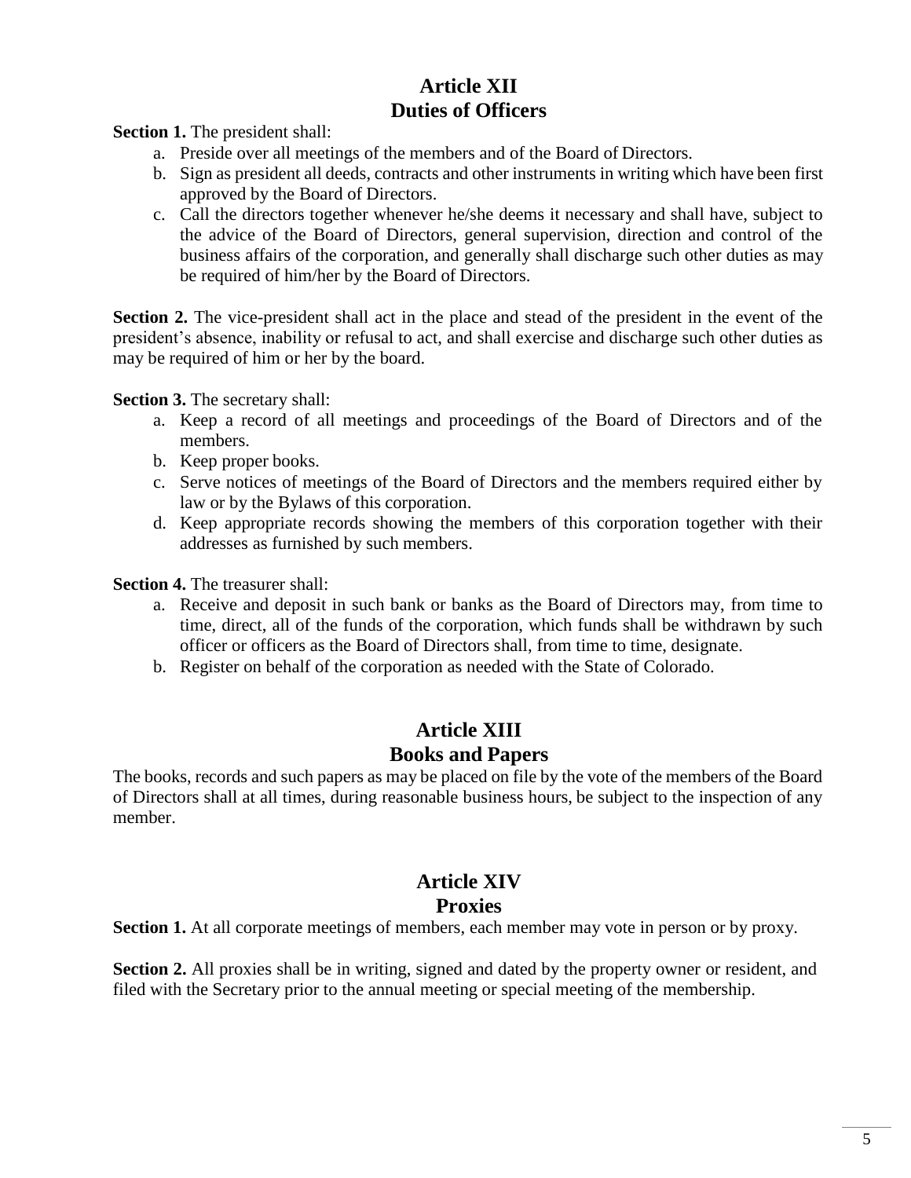## Article XII
## Duties of Officers

**Section 1.** The president shall:

a. Preside over all meetings of the members and of the Board of Directors.
b. Sign as president all deeds, contracts and other instruments in writing which have been first approved by the Board of Directors.
c. Call the directors together whenever he/she deems it necessary and shall have, subject to the advice of the Board of Directors, general supervision, direction and control of the business affairs of the corporation, and generally shall discharge such other duties as may be required of him/her by the Board of Directors.

**Section 2.** The vice-president shall act in the place and stead of the president in the event of the president's absence, inability or refusal to act, and shall exercise and discharge such other duties as may be required of him or her by the board.

**Section 3.** The secretary shall:

a. Keep a record of all meetings and proceedings of the Board of Directors and of the members.
b. Keep proper books.
c. Serve notices of meetings of the Board of Directors and the members required either by law or by the Bylaws of this corporation.
d. Keep appropriate records showing the members of this corporation together with their addresses as furnished by such members.

**Section 4.** The treasurer shall:

a. Receive and deposit in such bank or banks as the Board of Directors may, from time to time, direct, all of the funds of the corporation, which funds shall be withdrawn by such officer or officers as the Board of Directors shall, from time to time, designate.
b. Register on behalf of the corporation as needed with the State of Colorado.

## Article XIII
## Books and Papers

The books, records and such papers as may be placed on file by the vote of the members of the Board of Directors shall at all times, during reasonable business hours, be subject to the inspection of any member.

## Article XIV
## Proxies

**Section 1.** At all corporate meetings of members, each member may vote in person or by proxy.

**Section 2.** All proxies shall be in writing, signed and dated by the property owner or resident, and filed with the Secretary prior to the annual meeting or special meeting of the membership.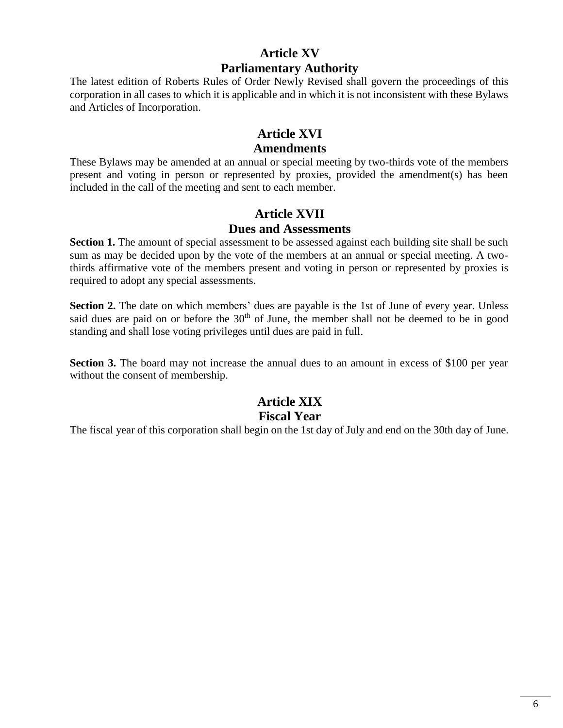## Article XV
## Parliamentary Authority

The latest edition of Roberts Rules of Order Newly Revised shall govern the proceedings of this corporation in all cases to which it is applicable and in which it is not inconsistent with these Bylaws and Articles of Incorporation.

## Article XVI
## Amendments

These Bylaws may be amended at an annual or special meeting by two-thirds vote of the members present and voting in person or represented by proxies, provided the amendment(s) has been included in the call of the meeting and sent to each member.

## Article XVII
## Dues and Assessments

**Section 1.** The amount of special assessment to be assessed against each building site shall be such sum as may be decided upon by the vote of the members at an annual or special meeting. A two-thirds affirmative vote of the members present and voting in person or represented by proxies is required to adopt any special assessments.

**Section 2.** The date on which members' dues are payable is the 1st of June of every year. Unless said dues are paid on or before the 30th of June, the member shall not be deemed to be in good standing and shall lose voting privileges until dues are paid in full.

**Section 3.** The board may not increase the annual dues to an amount in excess of $100 per year without the consent of membership.

## Article XIX
## Fiscal Year

The fiscal year of this corporation shall begin on the 1st day of July and end on the 30th day of June.